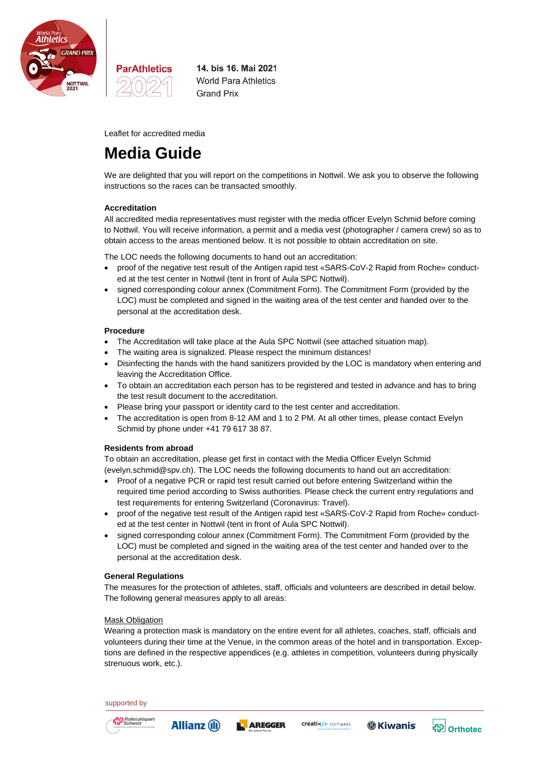ParAthletics 2021

**14. bis 16. Mai 2021**
World Para Athletics
Grand Prix

Leaflet for accredited media

# Media Guide

We are delighted that you will report on the competitions in Nottwil. We ask you to observe the following instructions so the races can be transacted smoothly.

### Accreditation

All accredited media representatives must register with the media officer Evelyn Schmid before coming to Nottwil. You will receive information, a permit and a media vest (photographer / camera crew) so as to obtain access to the areas mentioned below. It is not possible to obtain accreditation on site.

The LOC needs the following documents to hand out an accreditation:

- proof of the negative test result of the Antigen rapid test «SARS-CoV-2 Rapid from Roche» conducted at the test center in Nottwil (tent in front of Aula SPC Nottwil).
- signed corresponding colour annex (Commitment Form). The Commitment Form (provided by the LOC) must be completed and signed in the waiting area of the test center and handed over to the personal at the accreditation desk.

### Procedure

- The Accreditation will take place at the Aula SPC Nottwil (see attached situation map).
- The waiting area is signalized. Please respect the minimum distances!
- Disinfecting the hands with the hand sanitizers provided by the LOC is mandatory when entering and leaving the Accreditation Office.
- To obtain an accreditation each person has to be registered and tested in advance and has to bring the test result document to the accreditation.
- Please bring your passport or identity card to the test center and accreditation.
- The accreditation is open from 8-12 AM and 1 to 2 PM. At all other times, please contact Evelyn Schmid by phone under +41 79 617 38 87.

### Residents from abroad

To obtain an accreditation, please get first in contact with the Media Officer Evelyn Schmid (evelyn.schmid@spv.ch). The LOC needs the following documents to hand out an accreditation:

- Proof of a negative PCR or rapid test result carried out before entering Switzerland within the required time period according to Swiss authorities. Please check the current entry regulations and test requirements for entering Switzerland (Coronavirus: Travel).
- proof of the negative test result of the Antigen rapid test «SARS-CoV-2 Rapid from Roche» conducted at the test center in Nottwil (tent in front of Aula SPC Nottwil).
- signed corresponding colour annex (Commitment Form). The Commitment Form (provided by the LOC) must be completed and signed in the waiting area of the test center and handed over to the personal at the accreditation desk.

### General Regulations

The measures for the protection of athletes, staff, officials and volunteers are described in detail below. The following general measures apply to all areas:

<u>Mask Obligation</u>

Wearing a protection mask is mandatory on the entire event for all athletes, coaches, staff, officials and volunteers during their time at the Venue, in the common areas of the hotel and in transportation. Exceptions are defined in the respective appendices (e.g. athletes in competition, volunteers during physically strenuous work, etc.).

supported by

Rollstuhlsport Schweiz · Allianz · AREGGER · creatic SOFTWARE · Kiwanis · Orthotec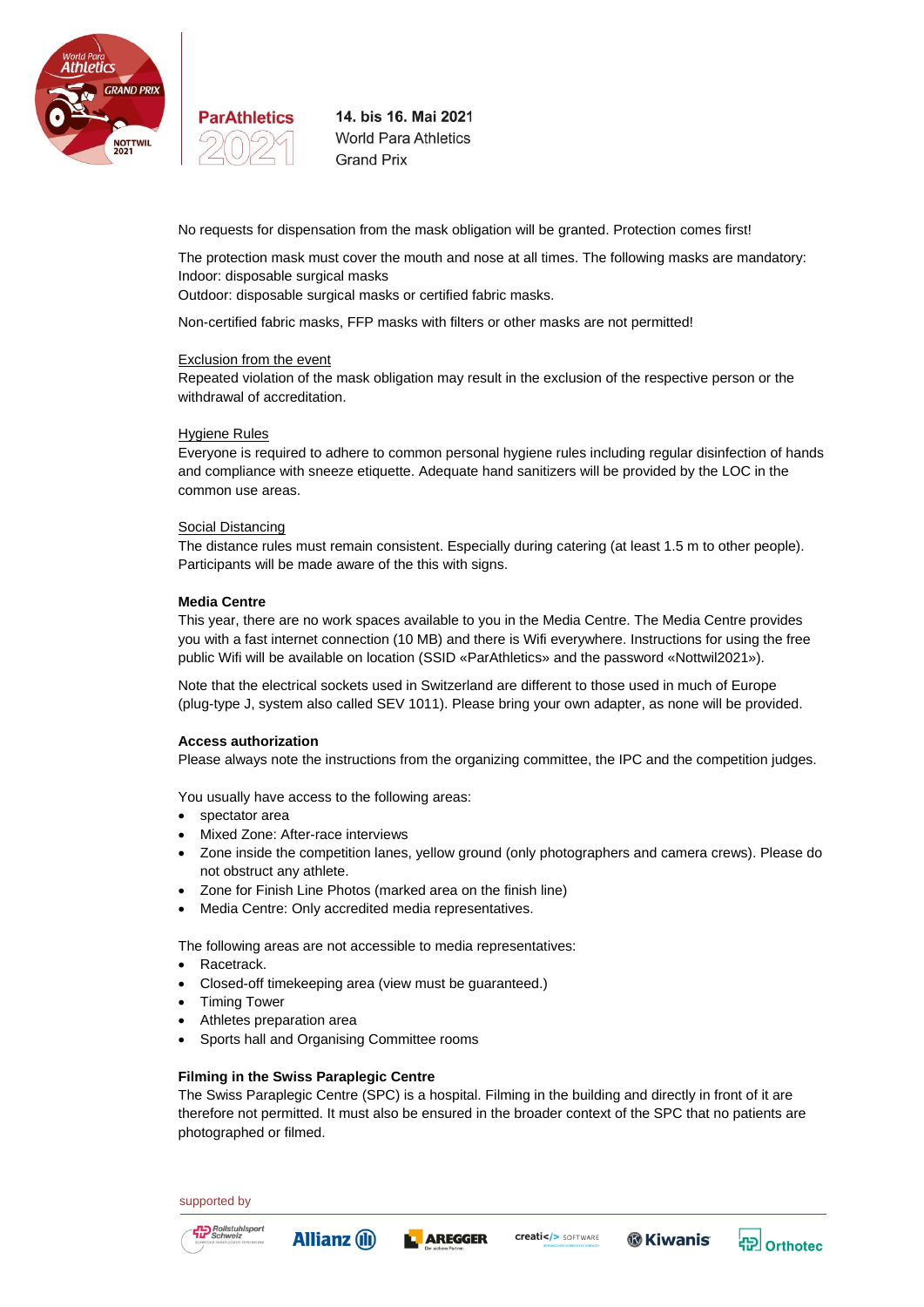No requests for dispensation from the mask obligation will be granted. Protection comes first!

The protection mask must cover the mouth and nose at all times. The following masks are mandatory:
Indoor: disposable surgical masks
Outdoor: disposable surgical masks or certified fabric masks.

Non-certified fabric masks, FFP masks with filters or other masks are not permitted!

Exclusion from the event
Repeated violation of the mask obligation may result in the exclusion of the respective person or the withdrawal of accreditation.

Hygiene Rules
Everyone is required to adhere to common personal hygiene rules including regular disinfection of hands and compliance with sneeze etiquette. Adequate hand sanitizers will be provided by the LOC in the common use areas.

Social Distancing
The distance rules must remain consistent. Especially during catering (at least 1.5 m to other people). Participants will be made aware of the this with signs.

**Media Centre**

This year, there are no work spaces available to you in the Media Centre. The Media Centre provides you with a fast internet connection (10 MB) and there is Wifi everywhere. Instructions for using the free public Wifi will be available on location (SSID «ParAthletics» and the password «Nottwil2021»).

Note that the electrical sockets used in Switzerland are different to those used in much of Europe (plug-type J, system also called SEV 1011). Please bring your own adapter, as none will be provided.

**Access authorization**

Please always note the instructions from the organizing committee, the IPC and the competition judges.

You usually have access to the following areas:

- spectator area
- Mixed Zone: After-race interviews
- Zone inside the competition lanes, yellow ground (only photographers and camera crews). Please do not obstruct any athlete.
- Zone for Finish Line Photos (marked area on the finish line)
- Media Centre: Only accredited media representatives.

The following areas are not accessible to media representatives:

- Racetrack.
- Closed-off timekeeping area (view must be guaranteed.)
- Timing Tower
- Athletes preparation area
- Sports hall and Organising Committee rooms

**Filming in the Swiss Paraplegic Centre**

The Swiss Paraplegic Centre (SPC) is a hospital. Filming in the building and directly in front of it are therefore not permitted. It must also be ensured in the broader context of the SPC that no patients are photographed or filmed.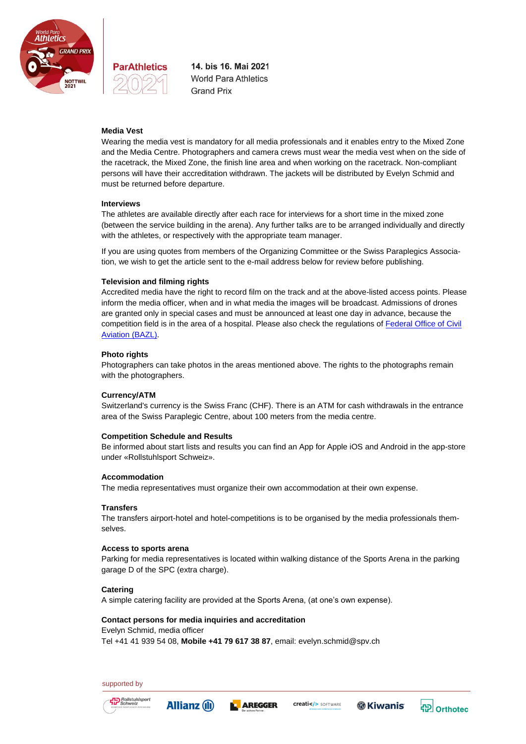**Media Vest**

Wearing the media vest is mandatory for all media professionals and it enables entry to the Mixed Zone and the Media Centre. Photographers and camera crews must wear the media vest when on the side of the racetrack, the Mixed Zone, the finish line area and when working on the racetrack. Non-compliant persons will have their accreditation withdrawn. The jackets will be distributed by Evelyn Schmid and must be returned before departure.

**Interviews**

The athletes are available directly after each race for interviews for a short time in the mixed zone (between the service building in the arena). Any further talks are to be arranged individually and directly with the athletes, or respectively with the appropriate team manager.

If you are using quotes from members of the Organizing Committee or the Swiss Paraplegics Association, we wish to get the article sent to the e-mail address below for review before publishing.

**Television and filming rights**

Accredited media have the right to record film on the track and at the above-listed access points. Please inform the media officer, when and in what media the images will be broadcast. Admissions of drones are granted only in special cases and must be announced at least one day in advance, because the competition field is in the area of a hospital. Please also check the regulations of Federal Office of Civil Aviation (BAZL).

**Photo rights**

Photographers can take photos in the areas mentioned above. The rights to the photographs remain with the photographers.

**Currency/ATM**

Switzerland's currency is the Swiss Franc (CHF). There is an ATM for cash withdrawals in the entrance area of the Swiss Paraplegic Centre, about 100 meters from the media centre.

**Competition Schedule and Results**

Be informed about start lists and results you can find an App for Apple iOS and Android in the app-store under «Rollstuhlsport Schweiz».

**Accommodation**

The media representatives must organize their own accommodation at their own expense.

**Transfers**

The transfers airport-hotel and hotel-competitions is to be organised by the media professionals themselves.

**Access to sports arena**

Parking for media representatives is located within walking distance of the Sports Arena in the parking garage D of the SPC (extra charge).

**Catering**

A simple catering facility are provided at the Sports Arena, (at one's own expense).

**Contact persons for media inquiries and accreditation**

Evelyn Schmid, media officer
Tel +41 41 939 54 08, **Mobile +41 79 617 38 87**, email: evelyn.schmid@spv.ch

supported by

Rollstuhlsport Schweiz, Allianz, AREGGER, creati</> SOFTWARE, Kiwanis, Orthotec